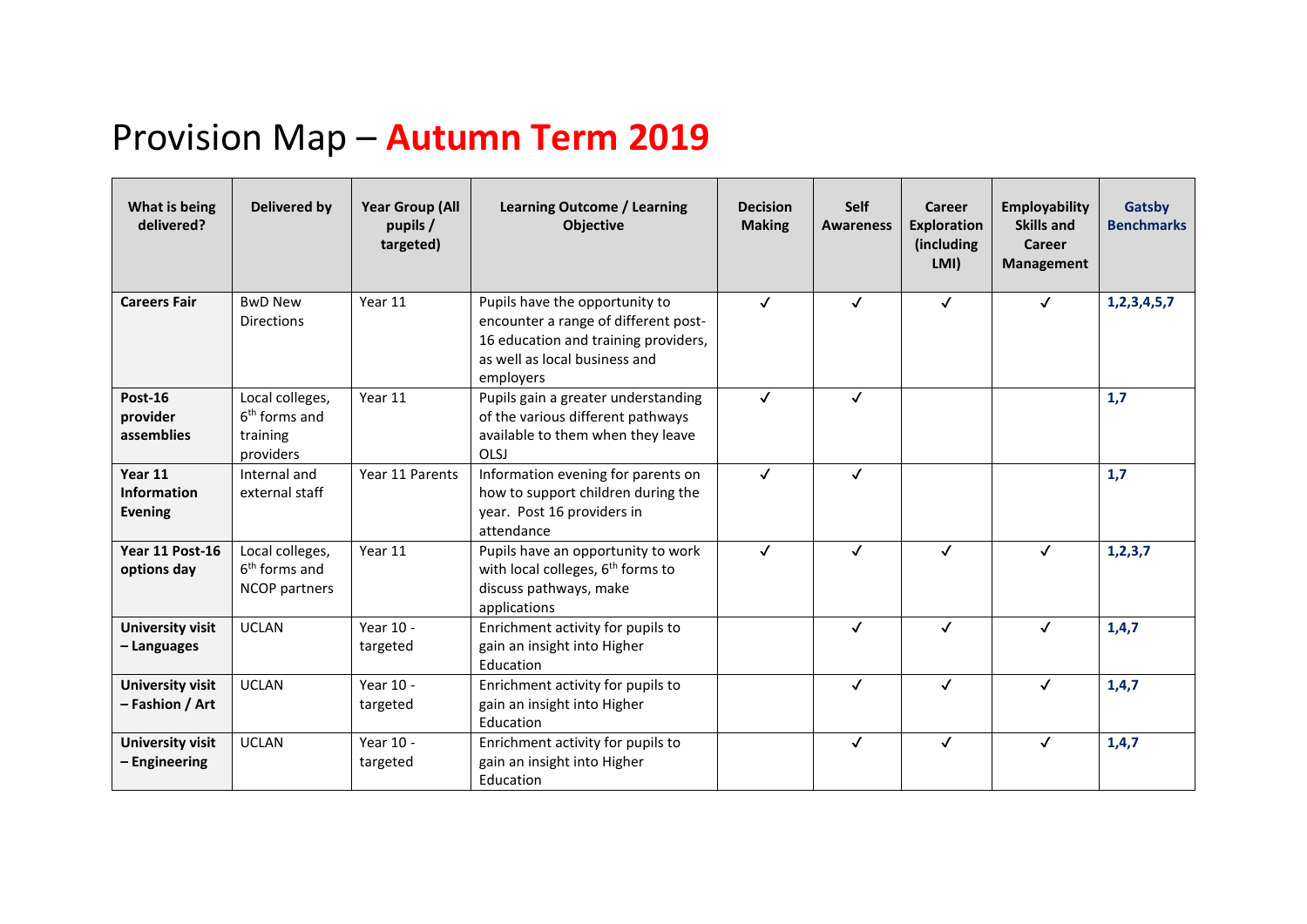# Provision Map – **Autumn Term 2019**

| What is being delivered? | Delivered by | Year Group (All pupils / targeted) | Learning Outcome / Learning Objective | Decision Making | Self Awareness | Career Exploration (including LMI) | Employability Skills and Career Management | Gatsby Benchmarks |
|---|---|---|---|---|---|---|---|---|
| **Careers Fair** | BwD New Directions | Year 11 | Pupils have the opportunity to encounter a range of different post-16 education and training providers, as well as local business and employers | ✓ | ✓ | ✓ | ✓ | **1,2,3,4,5,7** |
| **Post-16 provider assemblies** | Local colleges, 6th forms and training providers | Year 11 | Pupils gain a greater understanding of the various different pathways available to them when they leave OLSJ | ✓ | ✓ | | | **1,7** |
| **Year 11 Information Evening** | Internal and external staff | Year 11 Parents | Information evening for parents on how to support children during the year. Post 16 providers in attendance | ✓ | ✓ | | | **1,7** |
| **Year 11 Post-16 options day** | Local colleges, 6th forms and NCOP partners | Year 11 | Pupils have an opportunity to work with local colleges, 6th forms to discuss pathways, make applications | ✓ | ✓ | ✓ | ✓ | **1,2,3,7** |
| **University visit – Languages** | UCLAN | Year 10 - targeted | Enrichment activity for pupils to gain an insight into Higher Education | | ✓ | ✓ | ✓ | **1,4,7** |
| **University visit – Fashion / Art** | UCLAN | Year 10 - targeted | Enrichment activity for pupils to gain an insight into Higher Education | | ✓ | ✓ | ✓ | **1,4,7** |
| **University visit – Engineering** | UCLAN | Year 10 - targeted | Enrichment activity for pupils to gain an insight into Higher Education | | ✓ | ✓ | ✓ | **1,4,7** |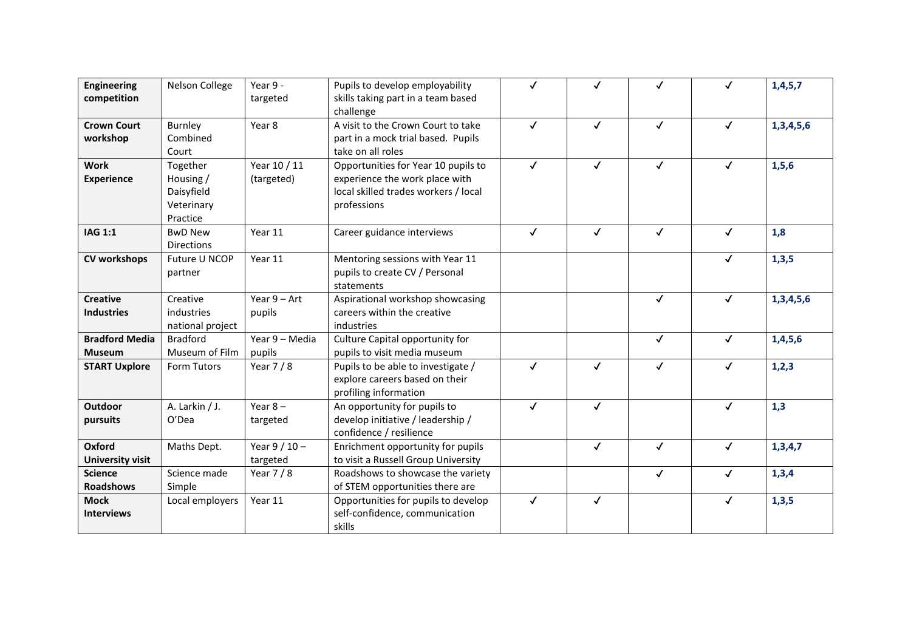| | | | | | | | | |
|---|---|---|---|---|---|---|---|---|
| **Engineering competition** | Nelson College | Year 9 - targeted | Pupils to develop employability skills taking part in a team based challenge | ✓ | ✓ | ✓ | ✓ | **1,4,5,7** |
| **Crown Court workshop** | Burnley Combined Court | Year 8 | A visit to the Crown Court to take part in a mock trial based. Pupils take on all roles | ✓ | ✓ | ✓ | ✓ | **1,3,4,5,6** |
| **Work Experience** | Together Housing / Daisyfield Veterinary Practice | Year 10 / 11 (targeted) | Opportunities for Year 10 pupils to experience the work place with local skilled trades workers / local professions | ✓ | ✓ | ✓ | ✓ | **1,5,6** |
| **IAG 1:1** | BwD New Directions | Year 11 | Career guidance interviews | ✓ | ✓ | ✓ | ✓ | **1,8** |
| **CV workshops** | Future U NCOP partner | Year 11 | Mentoring sessions with Year 11 pupils to create CV / Personal statements | | | | ✓ | **1,3,5** |
| **Creative Industries** | Creative industries national project | Year 9 – Art pupils | Aspirational workshop showcasing careers within the creative industries | | | ✓ | ✓ | **1,3,4,5,6** |
| **Bradford Media Museum** | Bradford Museum of Film | Year 9 – Media pupils | Culture Capital opportunity for pupils to visit media museum | | | ✓ | ✓ | **1,4,5,6** |
| **START Uxplore** | Form Tutors | Year 7 / 8 | Pupils to be able to investigate / explore careers based on their profiling information | ✓ | ✓ | ✓ | ✓ | **1,2,3** |
| **Outdoor pursuits** | A. Larkin / J. O'Dea | Year 8 – targeted | An opportunity for pupils to develop initiative / leadership / confidence / resilience | ✓ | ✓ | | ✓ | **1,3** |
| **Oxford University visit** | Maths Dept. | Year 9 / 10 – targeted | Enrichment opportunity for pupils to visit a Russell Group University | | ✓ | ✓ | ✓ | **1,3,4,7** |
| **Science Roadshows** | Science made Simple | Year 7 / 8 | Roadshows to showcase the variety of STEM opportunities there are | | | ✓ | ✓ | **1,3,4** |
| **Mock Interviews** | Local employers | Year 11 | Opportunities for pupils to develop self-confidence, communication skills | ✓ | ✓ | | ✓ | **1,3,5** |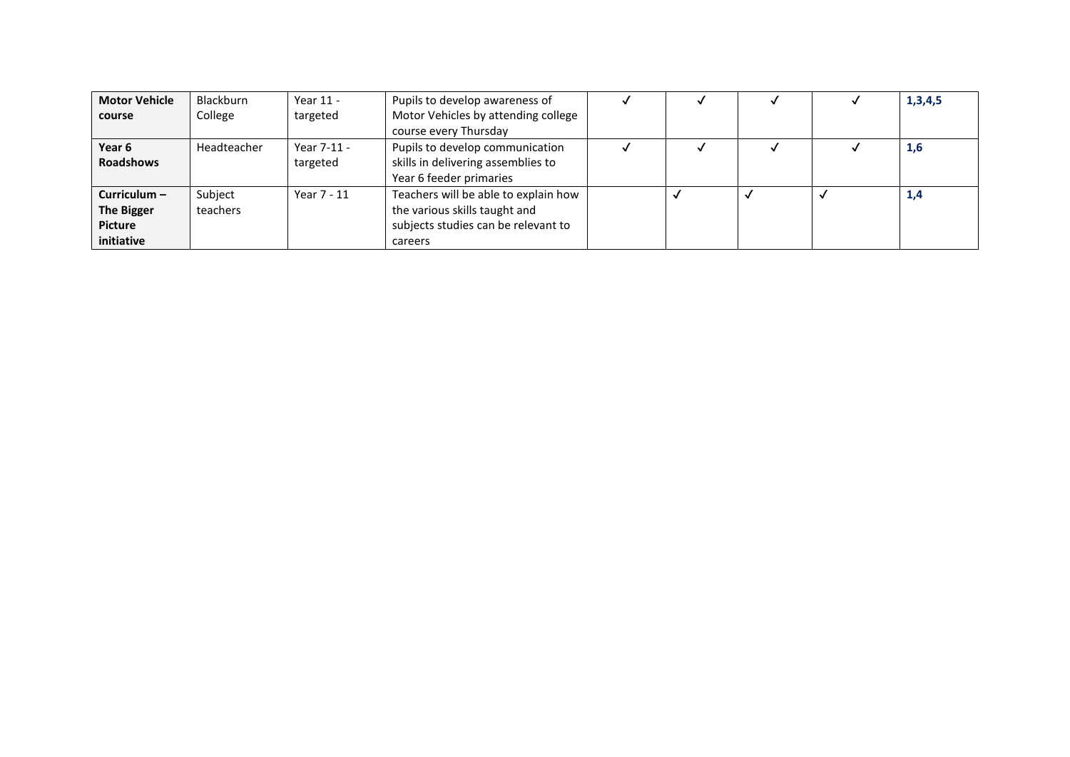| | | | | | | | | |
|---|---|---|---|---|---|---|---|---|
| **Motor Vehicle course** | Blackburn College | Year 11 - targeted | Pupils to develop awareness of Motor Vehicles by attending college course every Thursday | ✓ | ✓ | ✓ | ✓ | **1,3,4,5** |
| **Year 6 Roadshows** | Headteacher | Year 7-11 - targeted | Pupils to develop communication skills in delivering assemblies to Year 6 feeder primaries | ✓ | ✓ | ✓ | ✓ | **1,6** |
| **Curriculum – The Bigger Picture initiative** | Subject teachers | Year 7 - 11 | Teachers will be able to explain how the various skills taught and subjects studies can be relevant to careers | | ✓ | ✓ | ✓ | **1,4** |